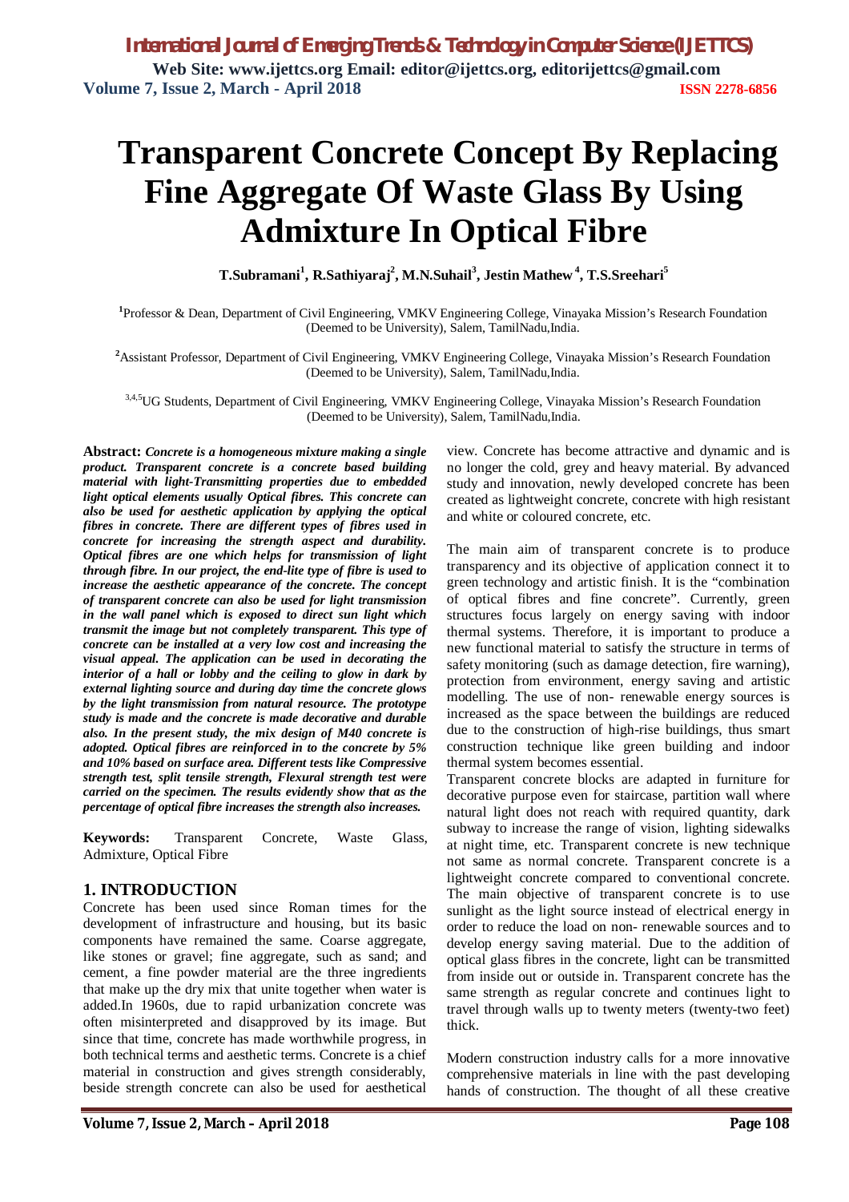# Transparent Concrete Concept By Replacing Fine Aggregate Of Waste Glass By Using Admixture In Optical Fibre

**T.Subramani[1], R.Sathiyaraj[2], M.N.Suhail[3], Jestin Mathew[4], T.S.Sreehari[5]**

[1]Professor & Dean, Department of Civil Engineering, VMKV Engineering College, Vinayaka Mission's Research Foundation (Deemed to be University), Salem, TamilNadu,India.

[2]Assistant Professor, Department of Civil Engineering, VMKV Engineering College, Vinayaka Mission's Research Foundation (Deemed to be University), Salem, TamilNadu,India.

[3,4,5]UG Students, Department of Civil Engineering, VMKV Engineering College, Vinayaka Mission's Research Foundation (Deemed to be University), Salem, TamilNadu,India.

**Abstract:** ***Concrete is a homogeneous mixture making a single product. Transparent concrete is a concrete based building material with light-Transmitting properties due to embedded light optical elements usually Optical fibres. This concrete can also be used for aesthetic application by applying the optical fibres in concrete. There are different types of fibres used in concrete for increasing the strength aspect and durability. Optical fibres are one which helps for transmission of light through fibre. In our project, the end-lite type of fibre is used to increase the aesthetic appearance of the concrete. The concept of transparent concrete can also be used for light transmission in the wall panel which is exposed to direct sun light which transmit the image but not completely transparent. This type of concrete can be installed at a very low cost and increasing the visual appeal. The application can be used in decorating the interior of a hall or lobby and the ceiling to glow in dark by external lighting source and during day time the concrete glows by the light transmission from natural resource. The prototype study is made and the concrete is made decorative and durable also. In the present study, the mix design of M40 concrete is adopted. Optical fibres are reinforced in to the concrete by 5% and 10% based on surface area. Different tests like Compressive strength test, split tensile strength, Flexural strength test were carried on the specimen. The results evidently show that as the percentage of optical fibre increases the strength also increases.***

**Keywords:** Transparent Concrete, Waste Glass, Admixture, Optical Fibre

## 1. INTRODUCTION

Concrete has been used since Roman times for the development of infrastructure and housing, but its basic components have remained the same. Coarse aggregate, like stones or gravel; fine aggregate, such as sand; and cement, a fine powder material are the three ingredients that make up the dry mix that unite together when water is added.In 1960s, due to rapid urbanization concrete was often misinterpreted and disapproved by its image. But since that time, concrete has made worthwhile progress, in both technical terms and aesthetic terms. Concrete is a chief material in construction and gives strength considerably, beside strength concrete can also be used for aesthetical view. Concrete has become attractive and dynamic and is no longer the cold, grey and heavy material. By advanced study and innovation, newly developed concrete has been created as lightweight concrete, concrete with high resistant and white or coloured concrete, etc.

The main aim of transparent concrete is to produce transparency and its objective of application connect it to green technology and artistic finish. It is the "combination of optical fibres and fine concrete". Currently, green structures focus largely on energy saving with indoor thermal systems. Therefore, it is important to produce a new functional material to satisfy the structure in terms of safety monitoring (such as damage detection, fire warning), protection from environment, energy saving and artistic modelling. The use of non- renewable energy sources is increased as the space between the buildings are reduced due to the construction of high-rise buildings, thus smart construction technique like green building and indoor thermal system becomes essential.

Transparent concrete blocks are adapted in furniture for decorative purpose even for staircase, partition wall where natural light does not reach with required quantity, dark subway to increase the range of vision, lighting sidewalks at night time, etc. Transparent concrete is new technique not same as normal concrete. Transparent concrete is a lightweight concrete compared to conventional concrete. The main objective of transparent concrete is to use sunlight as the light source instead of electrical energy in order to reduce the load on non- renewable sources and to develop energy saving material. Due to the addition of optical glass fibres in the concrete, light can be transmitted from inside out or outside in. Transparent concrete has the same strength as regular concrete and continues light to travel through walls up to twenty meters (twenty-two feet) thick.

Modern construction industry calls for a more innovative comprehensive materials in line with the past developing hands of construction. The thought of all these creative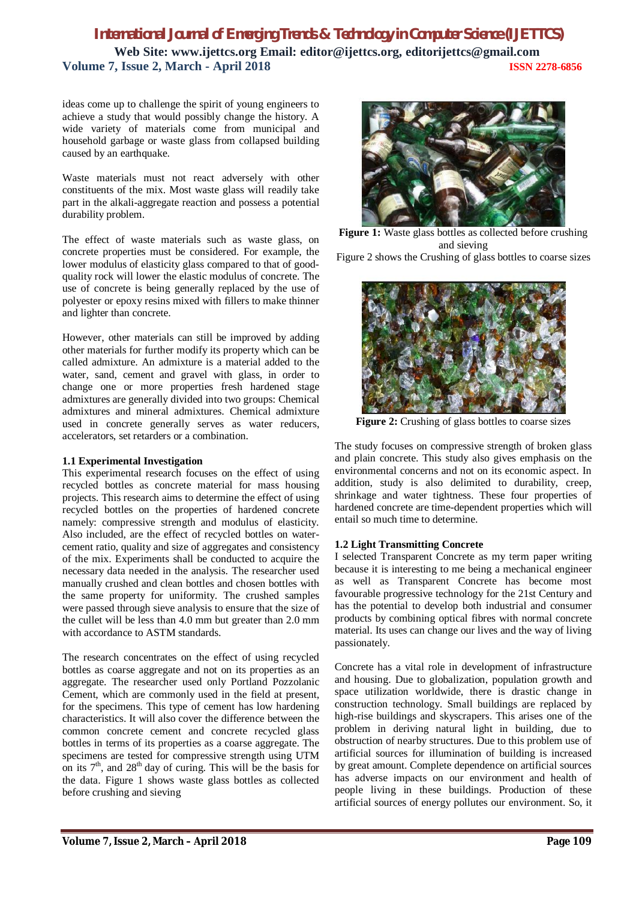ideas come up to challenge the spirit of young engineers to achieve a study that would possibly change the history. A wide variety of materials come from municipal and household garbage or waste glass from collapsed building caused by an earthquake.

Waste materials must not react adversely with other constituents of the mix. Most waste glass will readily take part in the alkali-aggregate reaction and possess a potential durability problem.

The effect of waste materials such as waste glass, on concrete properties must be considered. For example, the lower modulus of elasticity glass compared to that of good-quality rock will lower the elastic modulus of concrete. The use of concrete is being generally replaced by the use of polyester or epoxy resins mixed with fillers to make thinner and lighter than concrete.

However, other materials can still be improved by adding other materials for further modify its property which can be called admixture. An admixture is a material added to the water, sand, cement and gravel with glass, in order to change one more properties fresh hardened stage admixtures are generally divided into two groups: Chemical admixtures and mineral admixtures. Chemical admixture used in concrete generally serves as water reducers, accelerators, set retarders or a combination.

### 1.1 Experimental Investigation

This experimental research focuses on the effect of using recycled bottles as concrete material for mass housing projects. This research aims to determine the effect of using recycled bottles on the properties of hardened concrete namely: compressive strength and modulus of elasticity. Also included, are the effect of recycled bottles on water-cement ratio, quality and size of aggregates and consistency of the mix. Experiments shall be conducted to acquire the necessary data needed in the analysis. The researcher used manually crushed and clean bottles and chosen bottles with the same property for uniformity. The crushed samples were passed through sieve analysis to ensure that the size of the cullet will be less than 4.0 mm but greater than 2.0 mm with accordance to ASTM standards.

The research concentrates on the effect of using recycled bottles as coarse aggregate and not on its properties as an aggregate. The researcher used only Portland Pozzolanic Cement, which are commonly used in the field at present, for the specimens. This type of cement has low hardening characteristics. It will also cover the difference between the common concrete cement and concrete recycled glass bottles in terms of its properties as a coarse aggregate. The specimens are tested for compressive strength using UTM on its 7th, and 28th day of curing. This will be the basis for the data. Figure 1 shows waste glass bottles as collected before crushing and sieving

**Figure 1:** Waste glass bottles as collected before crushing and sieving

Figure 2 shows the Crushing of glass bottles to coarse sizes

**Figure 2:** Crushing of glass bottles to coarse sizes

The study focuses on compressive strength of broken glass and plain concrete. This study also gives emphasis on the environmental concerns and not on its economic aspect. In addition, study is also delimited to durability, creep, shrinkage and water tightness. These four properties of hardened concrete are time-dependent properties which will entail so much time to determine.

### 1.2 Light Transmitting Concrete

I selected Transparent Concrete as my term paper writing because it is interesting to me being a mechanical engineer as well as Transparent Concrete has become most favourable progressive technology for the 21st Century and has the potential to develop both industrial and consumer products by combining optical fibres with normal concrete material. Its uses can change our lives and the way of living passionately.

Concrete has a vital role in development of infrastructure and housing. Due to globalization, population growth and space utilization worldwide, there is drastic change in construction technology. Small buildings are replaced by high-rise buildings and skyscrapers. This arises one of the problem in deriving natural light in building, due to obstruction of nearby structures. Due to this problem use of artificial sources for illumination of building is increased by great amount. Complete dependence on artificial sources has adverse impacts on our environment and health of people living in these buildings. Production of these artificial sources of energy pollutes our environment. So, it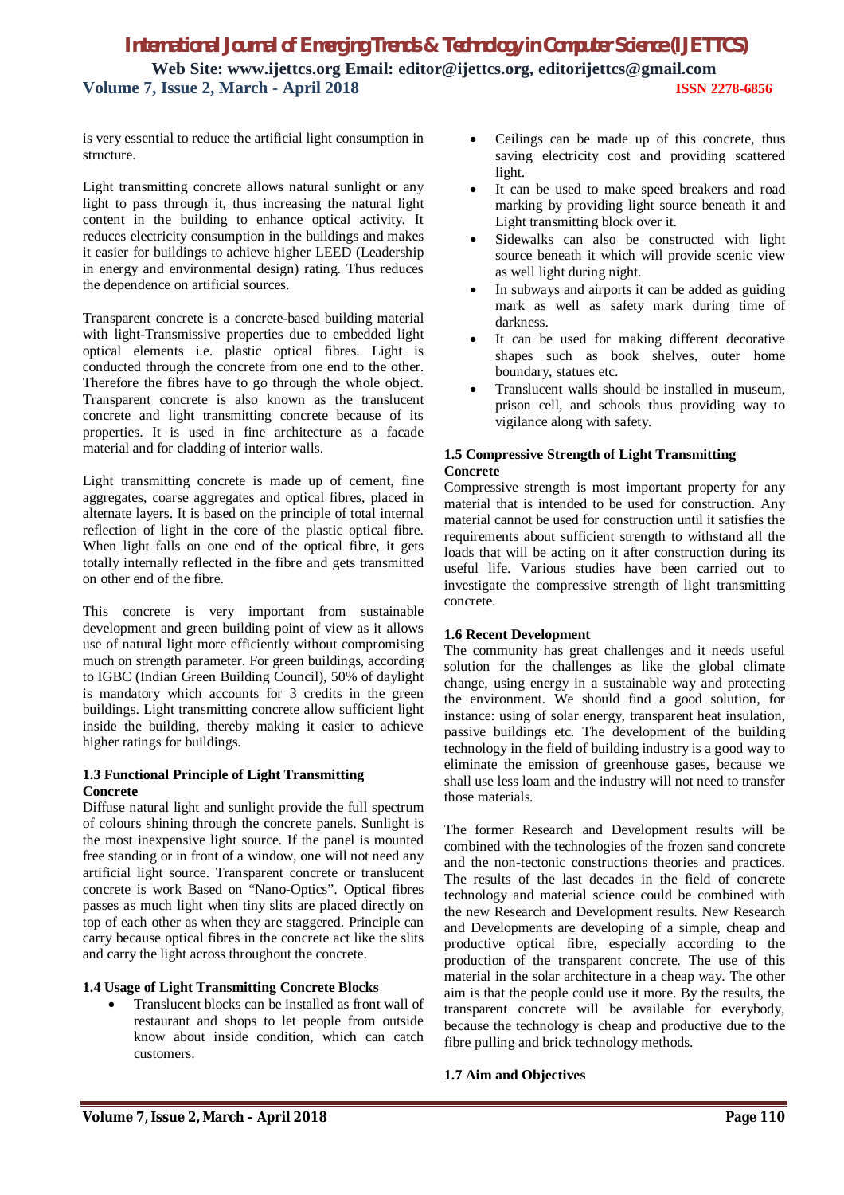is very essential to reduce the artificial light consumption in structure.

Light transmitting concrete allows natural sunlight or any light to pass through it, thus increasing the natural light content in the building to enhance optical activity. It reduces electricity consumption in the buildings and makes it easier for buildings to achieve higher LEED (Leadership in energy and environmental design) rating. Thus reduces the dependence on artificial sources.

Transparent concrete is a concrete-based building material with light-Transmissive properties due to embedded light optical elements i.e. plastic optical fibres. Light is conducted through the concrete from one end to the other. Therefore the fibres have to go through the whole object. Transparent concrete is also known as the translucent concrete and light transmitting concrete because of its properties. It is used in fine architecture as a facade material and for cladding of interior walls.

Light transmitting concrete is made up of cement, fine aggregates, coarse aggregates and optical fibres, placed in alternate layers. It is based on the principle of total internal reflection of light in the core of the plastic optical fibre. When light falls on one end of the optical fibre, it gets totally internally reflected in the fibre and gets transmitted on other end of the fibre.

This concrete is very important from sustainable development and green building point of view as it allows use of natural light more efficiently without compromising much on strength parameter. For green buildings, according to IGBC (Indian Green Building Council), 50% of daylight is mandatory which accounts for 3 credits in the green buildings. Light transmitting concrete allow sufficient light inside the building, thereby making it easier to achieve higher ratings for buildings.

### 1.3 Functional Principle of Light Transmitting Concrete

Diffuse natural light and sunlight provide the full spectrum of colours shining through the concrete panels. Sunlight is the most inexpensive light source. If the panel is mounted free standing or in front of a window, one will not need any artificial light source. Transparent concrete or translucent concrete is work Based on "Nano-Optics". Optical fibres passes as much light when tiny slits are placed directly on top of each other as when they are staggered. Principle can carry because optical fibres in the concrete act like the slits and carry the light across throughout the concrete.

### 1.4 Usage of Light Transmitting Concrete Blocks

- Translucent blocks can be installed as front wall of restaurant and shops to let people from outside know about inside condition, which can catch customers.
- Ceilings can be made up of this concrete, thus saving electricity cost and providing scattered light.
- It can be used to make speed breakers and road marking by providing light source beneath it and Light transmitting block over it.
- Sidewalks can also be constructed with light source beneath it which will provide scenic view as well light during night.
- In subways and airports it can be added as guiding mark as well as safety mark during time of darkness.
- It can be used for making different decorative shapes such as book shelves, outer home boundary, statues etc.
- Translucent walls should be installed in museum, prison cell, and schools thus providing way to vigilance along with safety.

### 1.5 Compressive Strength of Light Transmitting Concrete

Compressive strength is most important property for any material that is intended to be used for construction. Any material cannot be used for construction until it satisfies the requirements about sufficient strength to withstand all the loads that will be acting on it after construction during its useful life. Various studies have been carried out to investigate the compressive strength of light transmitting concrete.

### 1.6 Recent Development

The community has great challenges and it needs useful solution for the challenges as like the global climate change, using energy in a sustainable way and protecting the environment. We should find a good solution, for instance: using of solar energy, transparent heat insulation, passive buildings etc. The development of the building technology in the field of building industry is a good way to eliminate the emission of greenhouse gases, because we shall use less loam and the industry will not need to transfer those materials.

The former Research and Development results will be combined with the technologies of the frozen sand concrete and the non-tectonic constructions theories and practices. The results of the last decades in the field of concrete technology and material science could be combined with the new Research and Development results. New Research and Developments are developing of a simple, cheap and productive optical fibre, especially according to the production of the transparent concrete. The use of this material in the solar architecture in a cheap way. The other aim is that the people could use it more. By the results, the transparent concrete will be available for everybody, because the technology is cheap and productive due to the fibre pulling and brick technology methods.

### 1.7 Aim and Objectives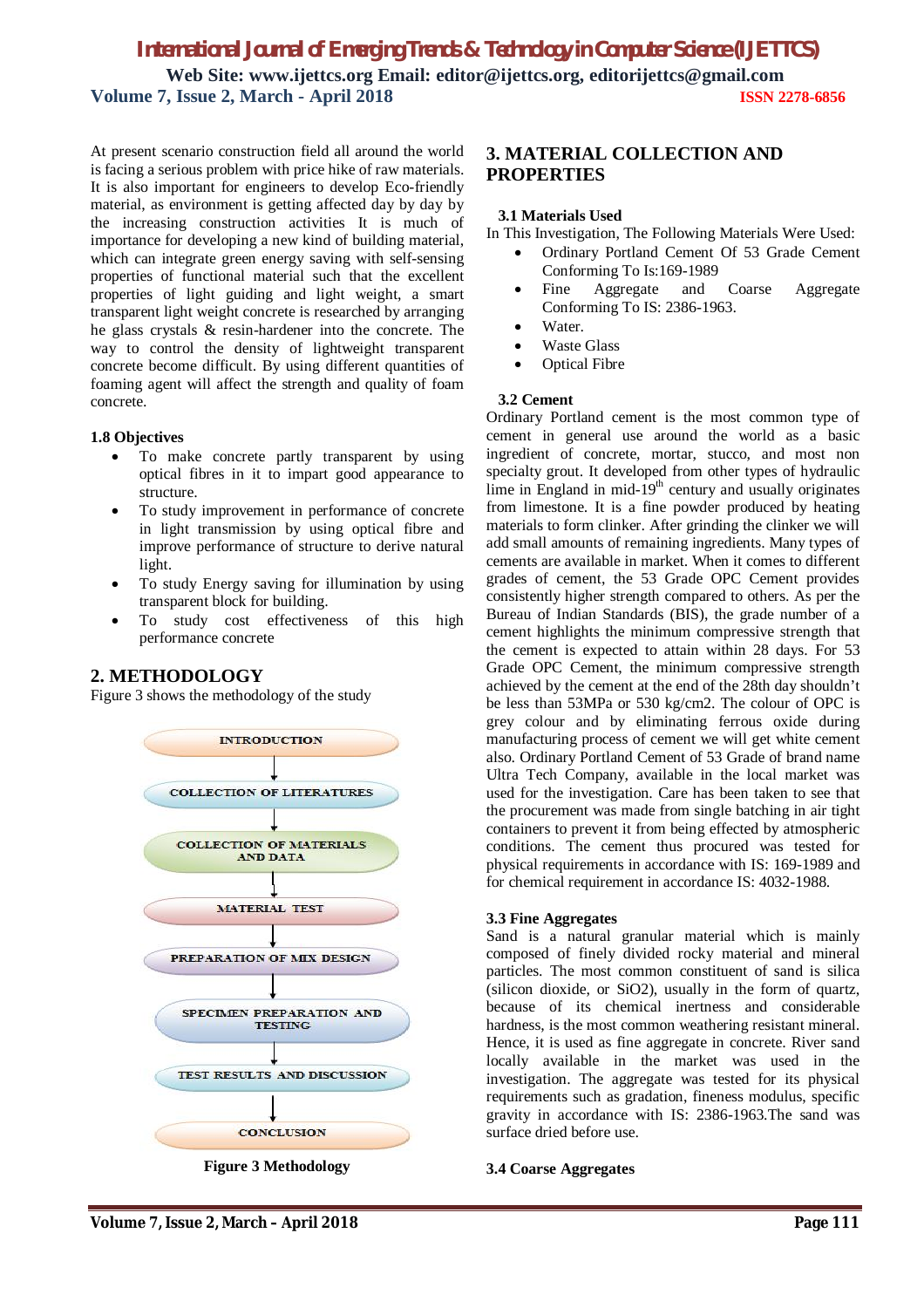At present scenario construction field all around the world is facing a serious problem with price hike of raw materials. It is also important for engineers to develop Eco-friendly material, as environment is getting affected day by day by the increasing construction activities It is much of importance for developing a new kind of building material, which can integrate green energy saving with self-sensing properties of functional material such that the excellent properties of light guiding and light weight, a smart transparent light weight concrete is researched by arranging he glass crystals & resin-hardener into the concrete. The way to control the density of lightweight transparent concrete become difficult. By using different quantities of foaming agent will affect the strength and quality of foam concrete.

### 1.8 Objectives

- To make concrete partly transparent by using optical fibres in it to impart good appearance to structure.
- To study improvement in performance of concrete in light transmission by using optical fibre and improve performance of structure to derive natural light.
- To study Energy saving for illumination by using transparent block for building.
- To study cost effectiveness of this high performance concrete

## 2. METHODOLOGY

Figure 3 shows the methodology of the study

INTRODUCTION → COLLECTION OF LITERATURES → COLLECTION OF MATERIALS AND DATA → MATERIAL TEST → PREPARATION OF MIX DESIGN → SPECIMEN PREPARATION AND TESTING → TEST RESULTS AND DISCUSSION → CONCLUSION

**Figure 3 Methodology**

## 3. MATERIAL COLLECTION AND PROPERTIES

### 3.1 Materials Used

In This Investigation, The Following Materials Were Used:

- Ordinary Portland Cement Of 53 Grade Cement Conforming To Is:169-1989
- Fine Aggregate and Coarse Aggregate Conforming To IS: 2386-1963.
- Water.
- Waste Glass
- Optical Fibre

### 3.2 Cement

Ordinary Portland cement is the most common type of cement in general use around the world as a basic ingredient of concrete, mortar, stucco, and most non specialty grout. It developed from other types of hydraulic lime in England in mid-19th century and usually originates from limestone. It is a fine powder produced by heating materials to form clinker. After grinding the clinker we will add small amounts of remaining ingredients. Many types of cements are available in market. When it comes to different grades of cement, the 53 Grade OPC Cement provides consistently higher strength compared to others. As per the Bureau of Indian Standards (BIS), the grade number of a cement highlights the minimum compressive strength that the cement is expected to attain within 28 days. For 53 Grade OPC Cement, the minimum compressive strength achieved by the cement at the end of the 28th day shouldn't be less than 53MPa or 530 kg/cm2. The colour of OPC is grey colour and by eliminating ferrous oxide during manufacturing process of cement we will get white cement also. Ordinary Portland Cement of 53 Grade of brand name Ultra Tech Company, available in the local market was used for the investigation. Care has been taken to see that the procurement was made from single batching in air tight containers to prevent it from being effected by atmospheric conditions. The cement thus procured was tested for physical requirements in accordance with IS: 169-1989 and for chemical requirement in accordance IS: 4032-1988.

### 3.3 Fine Aggregates

Sand is a natural granular material which is mainly composed of finely divided rocky material and mineral particles. The most common constituent of sand is silica (silicon dioxide, or $SiO_2$), usually in the form of quartz, because of its chemical inertness and considerable hardness, is the most common weathering resistant mineral. Hence, it is used as fine aggregate in concrete. River sand locally available in the market was used in the investigation. The aggregate was tested for its physical requirements such as gradation, fineness modulus, specific gravity in accordance with IS: 2386-1963.The sand was surface dried before use.

### 3.4 Coarse Aggregates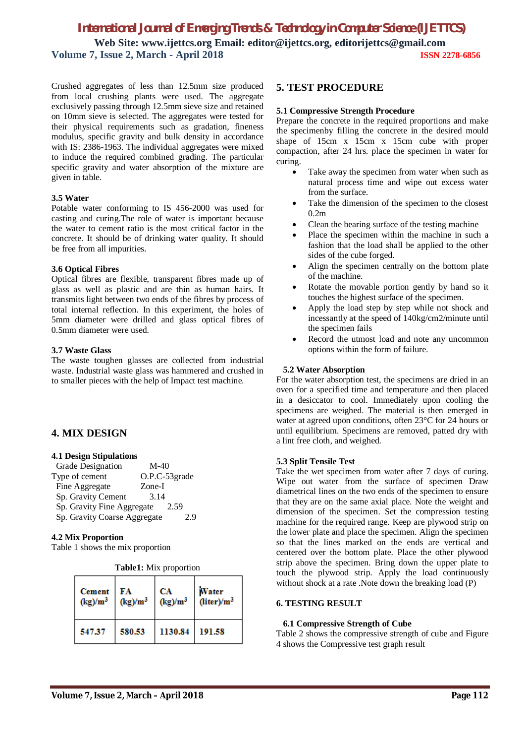Crushed aggregates of less than 12.5mm size produced from local crushing plants were used. The aggregate exclusively passing through 12.5mm sieve size and retained on 10mm sieve is selected. The aggregates were tested for their physical requirements such as gradation, fineness modulus, specific gravity and bulk density in accordance with IS: 2386-1963. The individual aggregates were mixed to induce the required combined grading. The particular specific gravity and water absorption of the mixture are given in table.

### 3.5 Water

Potable water conforming to IS 456-2000 was used for casting and curing.The role of water is important because the water to cement ratio is the most critical factor in the concrete. It should be of drinking water quality. It should be free from all impurities.

### 3.6 Optical Fibres

Optical fibres are flexible, transparent fibres made up of glass as well as plastic and are thin as human hairs. It transmits light between two ends of the fibres by process of total internal reflection. In this experiment, the holes of 5mm diameter were drilled and glass optical fibres of 0.5mm diameter were used.

### 3.7 Waste Glass

The waste toughen glasses are collected from industrial waste. Industrial waste glass was hammered and crushed in to smaller pieces with the help of Impact test machine.

## 4. MIX DESIGN

### 4.1 Design Stipulations

Grade Designation M-40
Type of cement O.P.C-53grade
Fine Aggregate Zone-I
Sp. Gravity Cement 3.14
Sp. Gravity Fine Aggregate 2.59
Sp. Gravity Coarse Aggregate 2.9

### 4.2 Mix Proportion

Table 1 shows the mix proportion

**Table1:** Mix proportion

| Cement (kg)/m$^3$ | FA (kg)/m$^3$ | CA (kg)/m$^3$ | Water (liter)/m$^3$ |
|---|---|---|---|
| 547.37 | 580.53 | 1130.84 | 191.58 |

## 5. TEST PROCEDURE

### 5.1 Compressive Strength Procedure

Prepare the concrete in the required proportions and make the specimenby filling the concrete in the desired mould shape of 15cm x 15cm x 15cm cube with proper compaction, after 24 hrs. place the specimen in water for curing.

- Take away the specimen from water when such as natural process time and wipe out excess water from the surface.
- Take the dimension of the specimen to the closest 0.2m
- Clean the bearing surface of the testing machine
- Place the specimen within the machine in such a fashion that the load shall be applied to the other sides of the cube forged.
- Align the specimen centrally on the bottom plate of the machine.
- Rotate the movable portion gently by hand so it touches the highest surface of the specimen.
- Apply the load step by step while not shock and incessantly at the speed of 140kg/cm2/minute until the specimen fails
- Record the utmost load and note any uncommon options within the form of failure.

### 5.2 Water Absorption

For the water absorption test, the specimens are dried in an oven for a specified time and temperature and then placed in a desiccator to cool. Immediately upon cooling the specimens are weighed. The material is then emerged in water at agreed upon conditions, often 23°C for 24 hours or until equilibrium. Specimens are removed, patted dry with a lint free cloth, and weighed.

### 5.3 Split Tensile Test

Take the wet specimen from water after 7 days of curing. Wipe out water from the surface of specimen Draw diametrical lines on the two ends of the specimen to ensure that they are on the same axial place. Note the weight and dimension of the specimen. Set the compression testing machine for the required range. Keep are plywood strip on the lower plate and place the specimen. Align the specimen so that the lines marked on the ends are vertical and centered over the bottom plate. Place the other plywood strip above the specimen. Bring down the upper plate to touch the plywood strip. Apply the load continuously without shock at a rate .Note down the breaking load (P)

## 6. TESTING RESULT

### 6.1 Compressive Strength of Cube

Table 2 shows the compressive strength of cube and Figure 4 shows the Compressive test graph result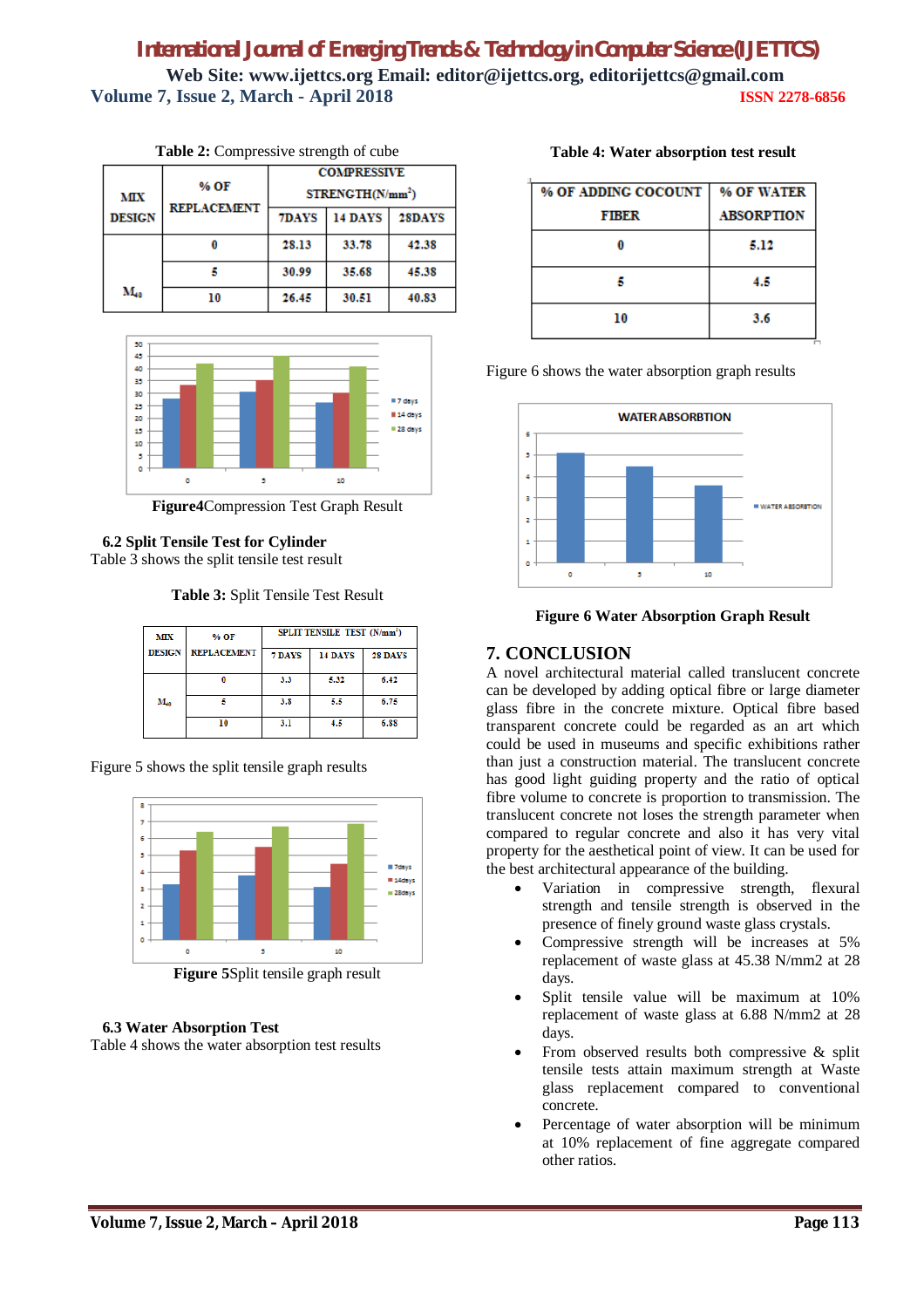**Table 2:** Compressive strength of cube

| MIX DESIGN | % OF REPLACEMENT | COMPRESSIVE STRENGTH($N/mm^2$) | | |
|---|---|---|---|---|
| | | 7DAYS | 14 DAYS | 28DAYS |
| $M_{40}$ | 0 | 28.13 | 33.78 | 42.38 |
| | 5 | 30.99 | 35.68 | 45.38 |
| | 10 | 26.45 | 30.51 | 40.83 |

**Figure4**Compression Test Graph Result

### 6.2 Split Tensile Test for Cylinder

Table 3 shows the split tensile test result

**Table 3:** Split Tensile Test Result

| MIX DESIGN | % OF REPLACEMENT | SPLIT TENSILE TEST ($N/mm^2$) | | |
|---|---|---|---|---|
| | | 7 DAYS | 14 DAYS | 28 DAYS |
| $M_{40}$ | 0 | 3.3 | 5.32 | 6.42 |
| | 5 | 3.8 | 5.5 | 6.75 |
| | 10 | 3.1 | 4.5 | 6.88 |

Figure 5 shows the split tensile graph results

**Figure 5**Split tensile graph result

### 6.3 Water Absorption Test

Table 4 shows the water absorption test results

**Table 4: Water absorption test result**

| % OF ADDING COCOUT FIBER | % OF WATER ABSORPTION |
|---|---|
| 0 | 5.12 |
| 5 | 4.5 |
| 10 | 3.6 |

Figure 6 shows the water absorption graph results

**Figure 6 Water Absorption Graph Result**

## 7. CONCLUSION

A novel architectural material called translucent concrete can be developed by adding optical fibre or large diameter glass fibre in the concrete mixture. Optical fibre based transparent concrete could be regarded as an art which could be used in museums and specific exhibitions rather than just a construction material. The translucent concrete has good light guiding property and the ratio of optical fibre volume to concrete is proportion to transmission. The translucent concrete not loses the strength parameter when compared to regular concrete and also it has very vital property for the aesthetical point of view. It can be used for the best architectural appearance of the building.

- Variation in compressive strength, flexural strength and tensile strength is observed in the presence of finely ground waste glass crystals.
- Compressive strength will be increases at 5% replacement of waste glass at 45.38 N/mm2 at 28 days.
- Split tensile value will be maximum at 10% replacement of waste glass at 6.88 N/mm2 at 28 days.
- From observed results both compressive & split tensile tests attain maximum strength at Waste glass replacement compared to conventional concrete.
- Percentage of water absorption will be minimum at 10% replacement of fine aggregate compared other ratios.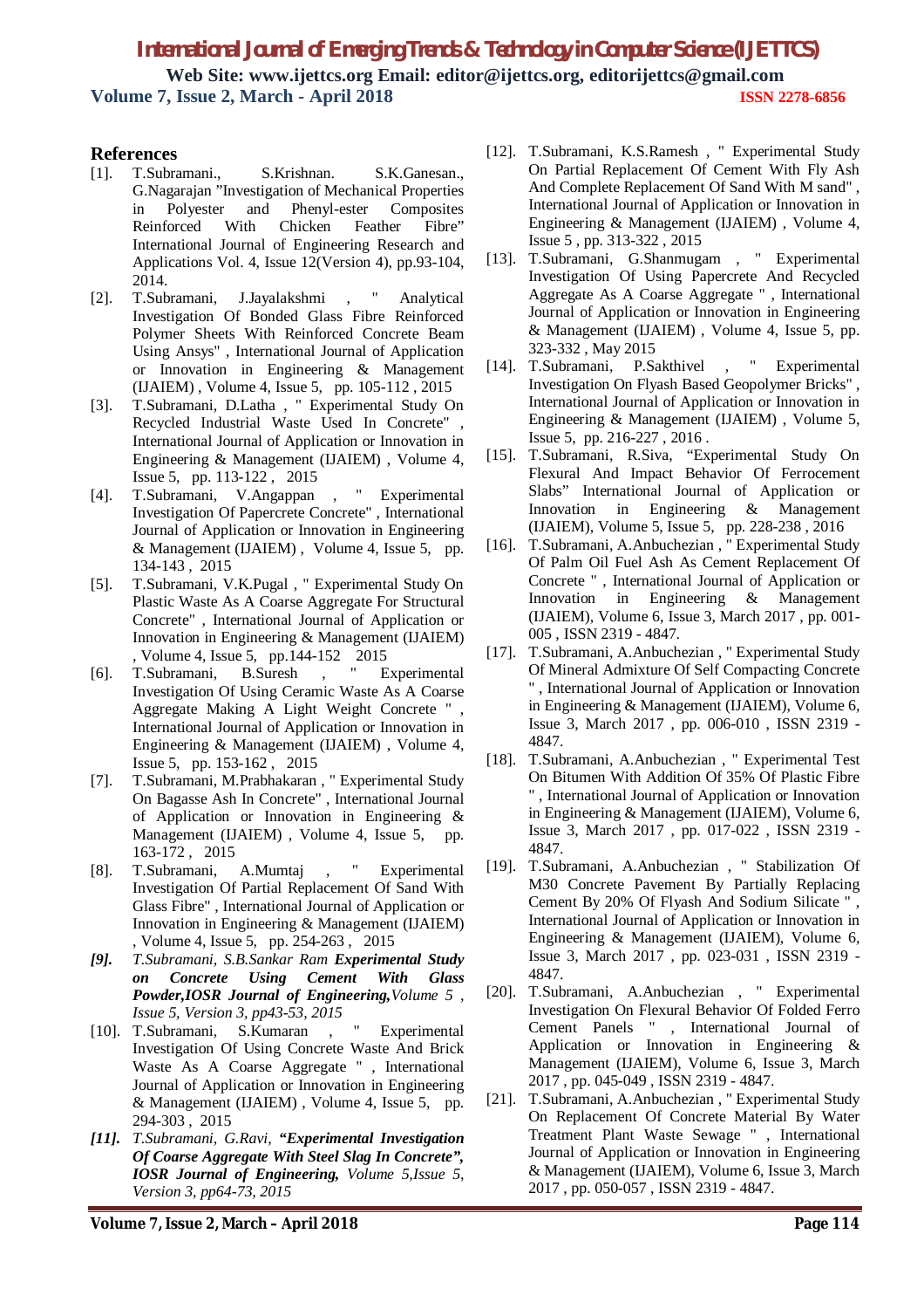## References

[1]. T.Subramani., S.Krishnan. S.K.Ganesan., G.Nagarajan "Investigation of Mechanical Properties in Polyester and Phenyl-ester Composites Reinforced With Chicken Feather Fibre" International Journal of Engineering Research and Applications Vol. 4, Issue 12(Version 4), pp.93-104, 2014.

[2]. T.Subramani, J.Jayalakshmi , " Analytical Investigation Of Bonded Glass Fibre Reinforced Polymer Sheets With Reinforced Concrete Beam Using Ansys" , International Journal of Application or Innovation in Engineering & Management (IJAIEM) , Volume 4, Issue 5, pp. 105-112 , 2015

[3]. T.Subramani, D.Latha , " Experimental Study On Recycled Industrial Waste Used In Concrete" , International Journal of Application or Innovation in Engineering & Management (IJAIEM) , Volume 4, Issue 5, pp. 113-122 , 2015

[4]. T.Subramani, V.Angappan , " Experimental Investigation Of Papercrete Concrete" , International Journal of Application or Innovation in Engineering & Management (IJAIEM) , Volume 4, Issue 5, pp. 134-143 , 2015

[5]. T.Subramani, V.K.Pugal , " Experimental Study On Plastic Waste As A Coarse Aggregate For Structural Concrete" , International Journal of Application or Innovation in Engineering & Management (IJAIEM) , Volume 4, Issue 5, pp.144-152 2015

[6]. T.Subramani, B.Suresh , " Experimental Investigation Of Using Ceramic Waste As A Coarse Aggregate Making A Light Weight Concrete " , International Journal of Application or Innovation in Engineering & Management (IJAIEM) , Volume 4, Issue 5, pp. 153-162 , 2015

[7]. T.Subramani, M.Prabhakaran , " Experimental Study On Bagasse Ash In Concrete" , International Journal of Application or Innovation in Engineering & Management (IJAIEM) , Volume 4, Issue 5, pp. 163-172 , 2015

[8]. T.Subramani, A.Mumtaj , " Experimental Investigation Of Partial Replacement Of Sand With Glass Fibre" , International Journal of Application or Innovation in Engineering & Management (IJAIEM) , Volume 4, Issue 5, pp. 254-263 , 2015

*[9]. T.Subramani, S.B.Sankar Ram* ***Experimental Study on Concrete Using Cement With Glass Powder,IOSR Journal of Engineering,****Volume 5 , Issue 5, Version 3, pp43-53, 2015*

[10]. T.Subramani, S.Kumaran , " Experimental Investigation Of Using Concrete Waste And Brick Waste As A Coarse Aggregate " , International Journal of Application or Innovation in Engineering & Management (IJAIEM) , Volume 4, Issue 5, pp. 294-303 , 2015

*[11]. T.Subramani, G.Ravi,* ***"Experimental Investigation Of Coarse Aggregate With Steel Slag In Concrete", IOSR Journal of Engineering,*** *Volume 5,Issue 5, Version 3, pp64-73, 2015*

[12]. T.Subramani, K.S.Ramesh , " Experimental Study On Partial Replacement Of Cement With Fly Ash And Complete Replacement Of Sand With M sand" , International Journal of Application or Innovation in Engineering & Management (IJAIEM) , Volume 4, Issue 5 , pp. 313-322 , 2015

[13]. T.Subramani, G.Shanmugam , " Experimental Investigation Of Using Papercrete And Recycled Aggregate As A Coarse Aggregate " , International Journal of Application or Innovation in Engineering & Management (IJAIEM) , Volume 4, Issue 5, pp. 323-332 , May 2015

[14]. T.Subramani, P.Sakthivel , " Experimental Investigation On Flyash Based Geopolymer Bricks" , International Journal of Application or Innovation in Engineering & Management (IJAIEM) , Volume 5, Issue 5, pp. 216-227 , 2016 .

[15]. T.Subramani, R.Siva, "Experimental Study On Flexural And Impact Behavior Of Ferrocement Slabs" International Journal of Application or Innovation in Engineering & Management (IJAIEM), Volume 5, Issue 5, pp. 228-238 , 2016

[16]. T.Subramani, A.Anbuchezian , " Experimental Study Of Palm Oil Fuel Ash As Cement Replacement Of Concrete " , International Journal of Application or Innovation in Engineering & Management (IJAIEM), Volume 6, Issue 3, March 2017 , pp. 001-005 , ISSN 2319 - 4847.

[17]. T.Subramani, A.Anbuchezian , " Experimental Study Of Mineral Admixture Of Self Compacting Concrete " , International Journal of Application or Innovation in Engineering & Management (IJAIEM), Volume 6, Issue 3, March 2017 , pp. 006-010 , ISSN 2319 - 4847.

[18]. T.Subramani, A.Anbuchezian , " Experimental Test On Bitumen With Addition Of 35% Of Plastic Fibre " , International Journal of Application or Innovation in Engineering & Management (IJAIEM), Volume 6, Issue 3, March 2017 , pp. 017-022 , ISSN 2319 - 4847.

[19]. T.Subramani, A.Anbuchezian , " Stabilization Of M30 Concrete Pavement By Partially Replacing Cement By 20% Of Flyash And Sodium Silicate " , International Journal of Application or Innovation in Engineering & Management (IJAIEM), Volume 6, Issue 3, March 2017 , pp. 023-031 , ISSN 2319 - 4847.

[20]. T.Subramani, A.Anbuchezian , " Experimental Investigation On Flexural Behavior Of Folded Ferro Cement Panels " , International Journal of Application or Innovation in Engineering & Management (IJAIEM), Volume 6, Issue 3, March 2017 , pp. 045-049 , ISSN 2319 - 4847.

[21]. T.Subramani, A.Anbuchezian , " Experimental Study On Replacement Of Concrete Material By Water Treatment Plant Waste Sewage " , International Journal of Application or Innovation in Engineering & Management (IJAIEM), Volume 6, Issue 3, March 2017 , pp. 050-057 , ISSN 2319 - 4847.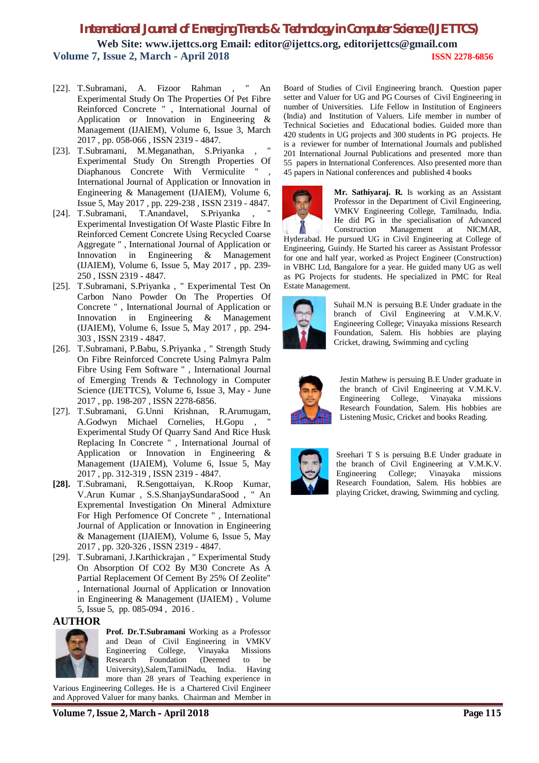[22]. T.Subramani, A. Fizoor Rahman , " An Experimental Study On The Properties Of Pet Fibre Reinforced Concrete " , International Journal of Application or Innovation in Engineering & Management (IJAIEM), Volume 6, Issue 3, March 2017 , pp. 058-066 , ISSN 2319 - 4847.

[23]. T.Subramani, M.Meganathan, S.Priyanka , " Experimental Study On Strength Properties Of Diaphanous Concrete With Vermiculite " , International Journal of Application or Innovation in Engineering & Management (IJAIEM), Volume 6, Issue 5, May 2017 , pp. 229-238 , ISSN 2319 - 4847.

[24]. T.Subramani, T.Anandavel, S.Priyanka , " Experimental Investigation Of Waste Plastic Fibre In Reinforced Cement Concrete Using Recycled Coarse Aggregate " , International Journal of Application or Innovation in Engineering & Management (IJAIEM), Volume 6, Issue 5, May 2017 , pp. 239-250 , ISSN 2319 - 4847.

[25]. T.Subramani, S.Priyanka , " Experimental Test On Carbon Nano Powder On The Properties Of Concrete " , International Journal of Application or Innovation in Engineering & Management (IJAIEM), Volume 6, Issue 5, May 2017 , pp. 294-303 , ISSN 2319 - 4847.

[26]. T.Subramani, P.Babu, S.Priyanka , " Strength Study On Fibre Reinforced Concrete Using Palmyra Palm Fibre Using Fem Software " , International Journal of Emerging Trends & Technology in Computer Science (IJETTCS), Volume 6, Issue 3, May - June 2017 , pp. 198-207 , ISSN 2278-6856.

[27]. T.Subramani, G.Unni Krishnan, R.Arumugam, A.Godwyn Michael Cornelies, H.Gopu , " Experimental Study Of Quarry Sand And Rice Husk Replacing In Concrete " , International Journal of Application or Innovation in Engineering & Management (IJAIEM), Volume 6, Issue 5, May 2017 , pp. 312-319 , ISSN 2319 - 4847.

**[28].** T.Subramani, R.Sengottaiyan, K.Roop Kumar, V.Arun Kumar , S.S.ShanjaySundaraSood , " An Expremental Investigation On Mineral Admixture For High Perfomence Of Concrete " , International Journal of Application or Innovation in Engineering & Management (IJAIEM), Volume 6, Issue 5, May 2017 , pp. 320-326 , ISSN 2319 - 4847.

[29]. T.Subramani, J.Karthickrajan , " Experimental Study On Absorption Of CO2 By M30 Concrete As A Partial Replacement Of Cement By 25% Of Zeolite" , International Journal of Application or Innovation in Engineering & Management (IJAIEM) , Volume 5, Issue 5, pp. 085-094 , 2016 .

## AUTHOR

**Prof. Dr.T.Subramani** Working as a Professor and Dean of Civil Engineering in VMKV Engineering College, Vinayaka Missions Research Foundation (Deemed to be University),Salem,TamilNadu, India. Having more than 28 years of Teaching experience in Various Engineering Colleges. He is a Chartered Civil Engineer and Approved Valuer for many banks. Chairman and Member in Board of Studies of Civil Engineering branch. Question paper setter and Valuer for UG and PG Courses of Civil Engineering in number of Universities. Life Fellow in Institution of Engineers (India) and Institution of Valuers. Life member in number of Technical Societies and Educational bodies. Guided more than 420 students in UG projects and 300 students in PG projects. He is a reviewer for number of International Journals and published 201 International Journal Publications and presented more than 55 papers in International Conferences. Also presented more than 45 papers in National conferences and published 4 books

**Mr. Sathiyaraj. R.** Is working as an Assistant Professor in the Department of Civil Engineering, VMKV Engineering College, Tamilnadu, India. He did PG in the specialisation of Advanced Construction Management at NICMAR, Hyderabad. He pursued UG in Civil Engineering at College of Engineering, Guindy. He Started his career as Assistant Professor for one and half year, worked as Project Engineer (Construction) in VBHC Ltd, Bangalore for a year. He guided many UG as well as PG Projects for students. He specialized in PMC for Real Estate Management.

Suhail M.N is persuing B.E Under graduate in the branch of Civil Engineering at V.M.K.V. Engineering College; Vinayaka missions Research Foundation, Salem. His hobbies are playing Cricket, drawing, Swimming and cycling

Jestin Mathew is persuing B.E Under graduate in the branch of Civil Engineering at V.M.K.V. Engineering College, Vinayaka missions Research Foundation, Salem. His hobbies are Listening Music, Cricket and books Reading.

Sreehari T S is persuing B.E Under graduate in the branch of Civil Engineering at V.M.K.V. Engineering College; Vinayaka missions Research Foundation, Salem. His hobbies are playing Cricket, drawing, Swimming and cycling.